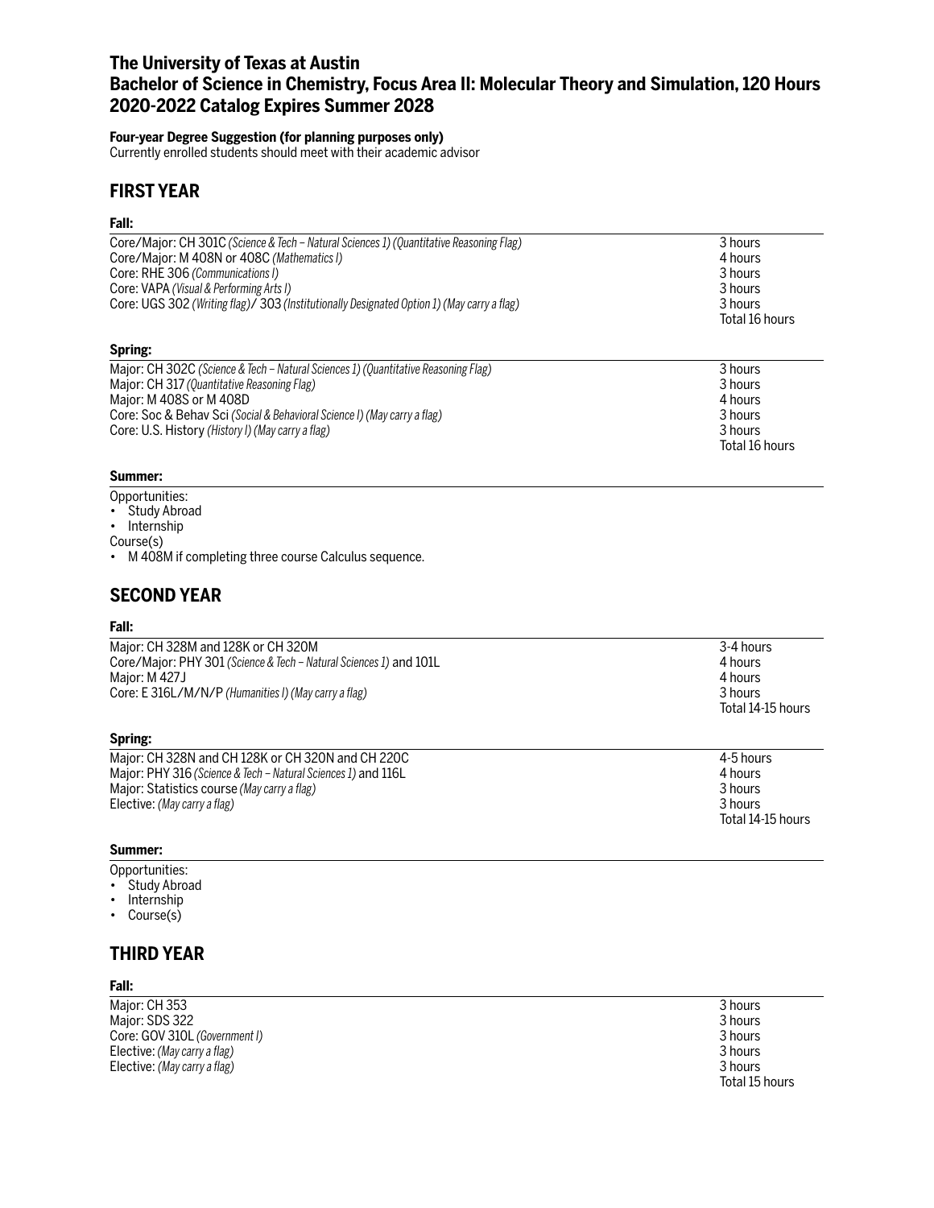# The University of Texas at Austin
# Bachelor of Science in Chemistry, Focus Area II: Molecular Theory and Simulation, 120 Hours
# 2020-2022 Catalog Expires Summer 2028

**Four-year Degree Suggestion (for planning purposes only)**
Currently enrolled students should meet with their academic advisor

## FIRST YEAR

**Fall:**

| | |
|---|---|
| Core/Major: CH 301C *(Science & Tech – Natural Sciences 1) (Quantitative Reasoning Flag)* | 3 hours |
| Core/Major: M 408N or 408C *(Mathematics I)* | 4 hours |
| Core: RHE 306 *(Communications I)* | 3 hours |
| Core: VAPA *(Visual & Performing Arts I)* | 3 hours |
| Core: UGS 302 *(Writing flag)*/ 303 *(Institutionally Designated Option 1) (May carry a flag)* | 3 hours |
| | Total 16 hours |

**Spring:**

| | |
|---|---|
| Major: CH 302C *(Science & Tech – Natural Sciences 1) (Quantitative Reasoning Flag)* | 3 hours |
| Major: CH 317 *(Quantitative Reasoning Flag)* | 3 hours |
| Major: M 408S or M 408D | 4 hours |
| Core: Soc & Behav Sci *(Social & Behavioral Science I) (May carry a flag)* | 3 hours |
| Core: U.S. History *(History I) (May carry a flag)* | 3 hours |
| | Total 16 hours |

**Summer:**

Opportunities:
- Study Abroad
- Internship

Course(s)
- M 408M if completing three course Calculus sequence.

## SECOND YEAR

**Fall:**

| | |
|---|---|
| Major: CH 328M and 128K or CH 320M | 3-4 hours |
| Core/Major: PHY 301 *(Science & Tech – Natural Sciences 1)* and 101L | 4 hours |
| Major: M 427J | 4 hours |
| Core: E 316L/M/N/P *(Humanities I) (May carry a flag)* | 3 hours |
| | Total 14-15 hours |

**Spring:**

| | |
|---|---|
| Major: CH 328N and CH 128K or CH 320N and CH 220C | 4-5 hours |
| Major: PHY 316 *(Science & Tech – Natural Sciences 1)* and 116L | 4 hours |
| Major: Statistics course *(May carry a flag)* | 3 hours |
| Elective: *(May carry a flag)* | 3 hours |
| | Total 14-15 hours |

**Summer:**

Opportunities:
- Study Abroad
- Internship
- Course(s)

## THIRD YEAR

**Fall:**

| | |
|---|---|
| Major: CH 353 | 3 hours |
| Major: SDS 322 | 3 hours |
| Core: GOV 310L *(Government I)* | 3 hours |
| Elective: *(May carry a flag)* | 3 hours |
| Elective: *(May carry a flag)* | 3 hours |
| | Total 15 hours |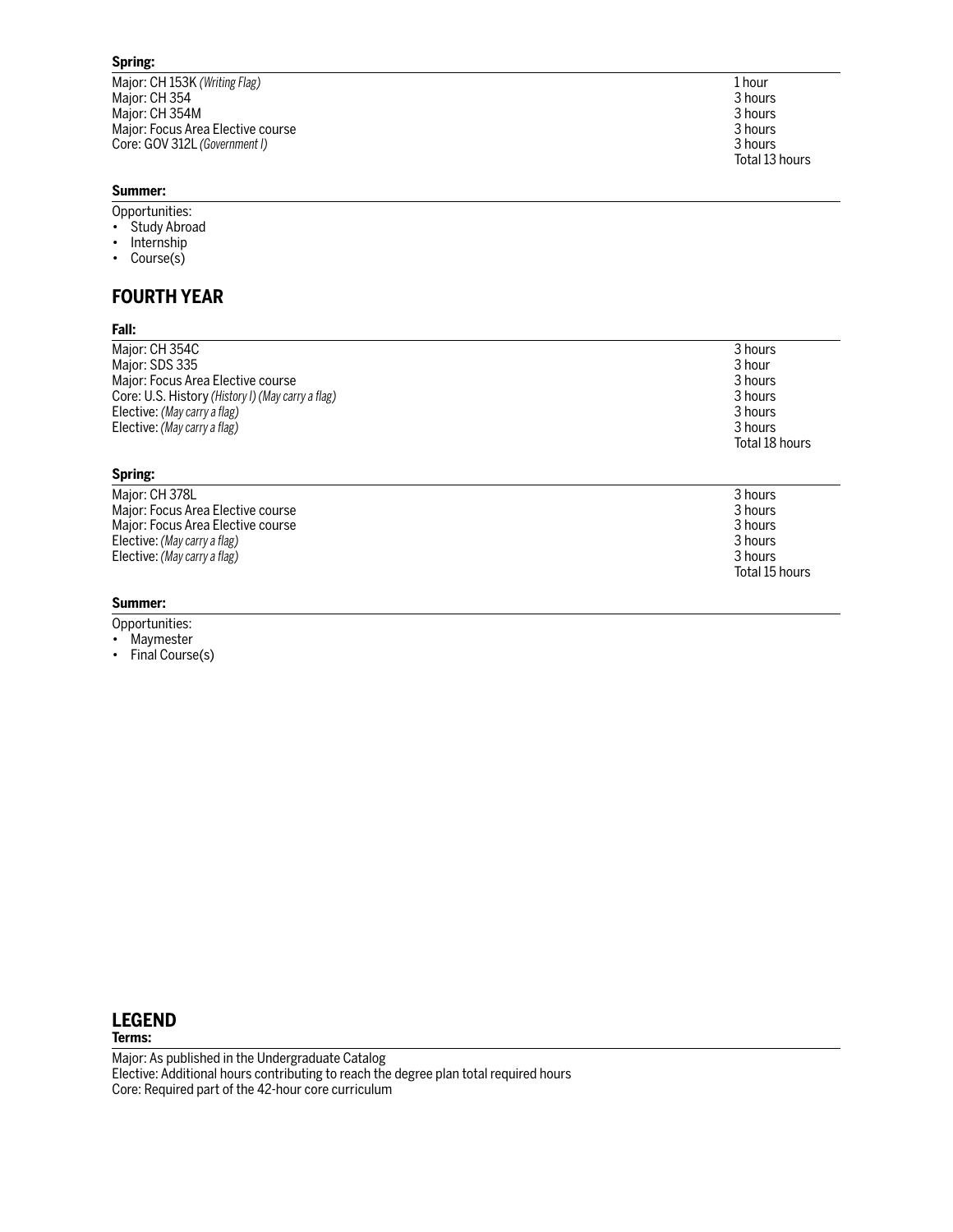**Spring:**

| | |
|---|---|
| Major: CH 153K *(Writing Flag)* | 1 hour |
| Major: CH 354 | 3 hours |
| Major: CH 354M | 3 hours |
| Major: Focus Area Elective course | 3 hours |
| Core: GOV 312L *(Government I)* | 3 hours |
| | Total 13 hours |

**Summer:**

Opportunities:

- Study Abroad
- Internship
- Course(s)

## FOURTH YEAR

**Fall:**

| | |
|---|---|
| Major: CH 354C | 3 hours |
| Major: SDS 335 | 3 hour |
| Major: Focus Area Elective course | 3 hours |
| Core: U.S. History *(History I) (May carry a flag)* | 3 hours |
| Elective: *(May carry a flag)* | 3 hours |
| Elective: *(May carry a flag)* | 3 hours |
| | Total 18 hours |

**Spring:**

| | |
|---|---|
| Major: CH 378L | 3 hours |
| Major: Focus Area Elective course | 3 hours |
| Major: Focus Area Elective course | 3 hours |
| Elective: *(May carry a flag)* | 3 hours |
| Elective: *(May carry a flag)* | 3 hours |
| | Total 15 hours |

**Summer:**

Opportunities:

- Maymester
- Final Course(s)

## LEGEND

**Terms:**

Major: As published in the Undergraduate Catalog
Elective: Additional hours contributing to reach the degree plan total required hours
Core: Required part of the 42-hour core curriculum